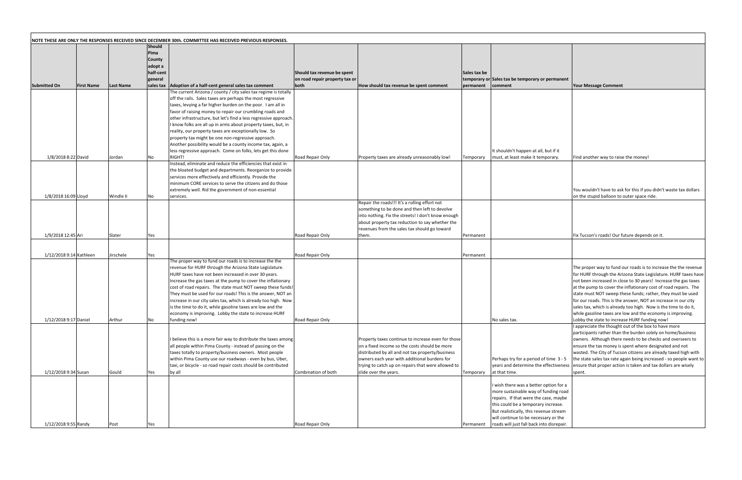NOTE THESE ARE ONLY THE RESPONSES RECEIVED SINCE DECEMBER 30th. COMMITTEE HAS RECEIVED PREVIOUS RESPONSES.

| Submitted On | First Name | Last Name | Should Pima County adopt a half-cent general sales tax | Adoption of a half-cent general sales tax comment | Should tax revenue be spent on road repair property tax or both | How should tax revenue be spent comment | Sales tax be temporary or permanent | Sales tax be temporary or permanent comment | Your Message Comment |
|---|---|---|---|---|---|---|---|---|---|
| 1/8/2018 8:22 | David | Jordan | No | The current Arizona / county / city sales tax regime is totally off the rails. Sales taxes are perhaps the most regressive taxes, levying a far higher burden on the poor. I am all in favor of raising money to repair our crumbling roads and other infrastructure, but let's find a less regressive approach. I know folks are all up in arms about property taxes, but, in reality, our property taxes are exceptionally low. So property tax might be one non-regressive approach. Another possibility would be a county income tax, again, a less regressive approach. Come on folks, lets get this done RIGHT! | Road Repair Only | Property taxes are already unreasonably low! | Temporary | It shouldn't happen at all, but if it must, at least make it temporary. | Find another way to raise the money! |
| 1/8/2018 16:09 | Lloyd | Windle II | No | Instead, eliminate and reduce the efficiencies that exist in the bloated budget and departments. Reorganize to provide services more effectively and efficiently. Provide the minimum CORE services to serve the citizens and do those extremely well. Rid the government of non-essential services. | | | | | You wouldn't have to ask for this if you didn't waste tax dollars on the stupid balloon to outer space ride. |
| 1/9/2018 12:45 | Ari | Slater | Yes | | Road Repair Only | Repair the roads!!! It's a rolling effort not something to be done and then left to devolve into nothing. Fix the streets! I don't know enough about property tax reduction to say whether the revenues from the sales tax should go toward them. | Permanent | | Fix Tucson's roads! Our future depends on it. |
| 1/12/2018 9:14 | Kathleen | Jirschele | Yes | | Road Repair Only | | Permanent | | |
| 1/12/2018 9:17 | Daniel | Arthur | No | The proper way to fund our roads is to increase the the revenue for HURF through the Arizona State Legislature. HURF taxes have not been increased in over 30 years. Increase the gas taxes at the pump to cover the inflationary cost of road repairs. The state must NOT sweep these funds! They must be used for our roads! This is the answer, NOT an increase in our city sales tax, which is already too high. Now is the time to do it, while gasoline taxes are low and the economy is improving. Lobby the state to increase HURF funding now! | Road Repair Only | | | No sales tax. | The proper way to fund our roads is to increase the the revenue for HURF through the Arizona State Legislature. HURF taxes have not been increased in close to 30 years! Increase the gas taxes at the pump to cover the inflationary cost of road repairs. The state must NOT sweep these funds; rather, they must be used for our roads. This is the answer, NOT an increase in our city sales tax, which is already too high. Now is the time to do it, while gasoline taxes are low and the economy is improving. Lobby the state to increase HURF funding now! |
| 1/12/2018 9:34 | Susan | Gould | Yes | I believe this is a more fair way to distribute the taxes among all people within Pima County - instead of passing on the taxes totally to property/business owners. Most people within Pima County use our roadways - even by bus, Uber, taxi, or bicycle - so road repair costs should be contributed by all | Combination of both | Property taxes continue to increase even for those on a fixed income so the costs should be more distributed by all and not tax property/business owners each year with additional burdens for trying to catch up on repairs that were allowed to slide over the years. | Temporary | Perhaps try for a period of time 3 - 5 years and determine the effectiveness at that time. | I appreciate the thought out of the box to have more participants rather than the burden solely on home/business owners. Although there needs to be checks and overseers to ensure the tax money is spent where designated and not wasted. The City of Tucson citizens are already taxed high with the state sales tax rate again being increased - so people want to ensure that proper action is taken and tax dollars are wisely spent. |
| 1/12/2018 9:55 | Randy | Post | Yes | | Road Repair Only | | Permanent | I wish there was a better option for a more sustainable way of funding road repairs. If that were the case, maybe this could be a temporary increase. But realistically, this revenue stream will continue to be necessary or the roads will just fall back into disrepair. | |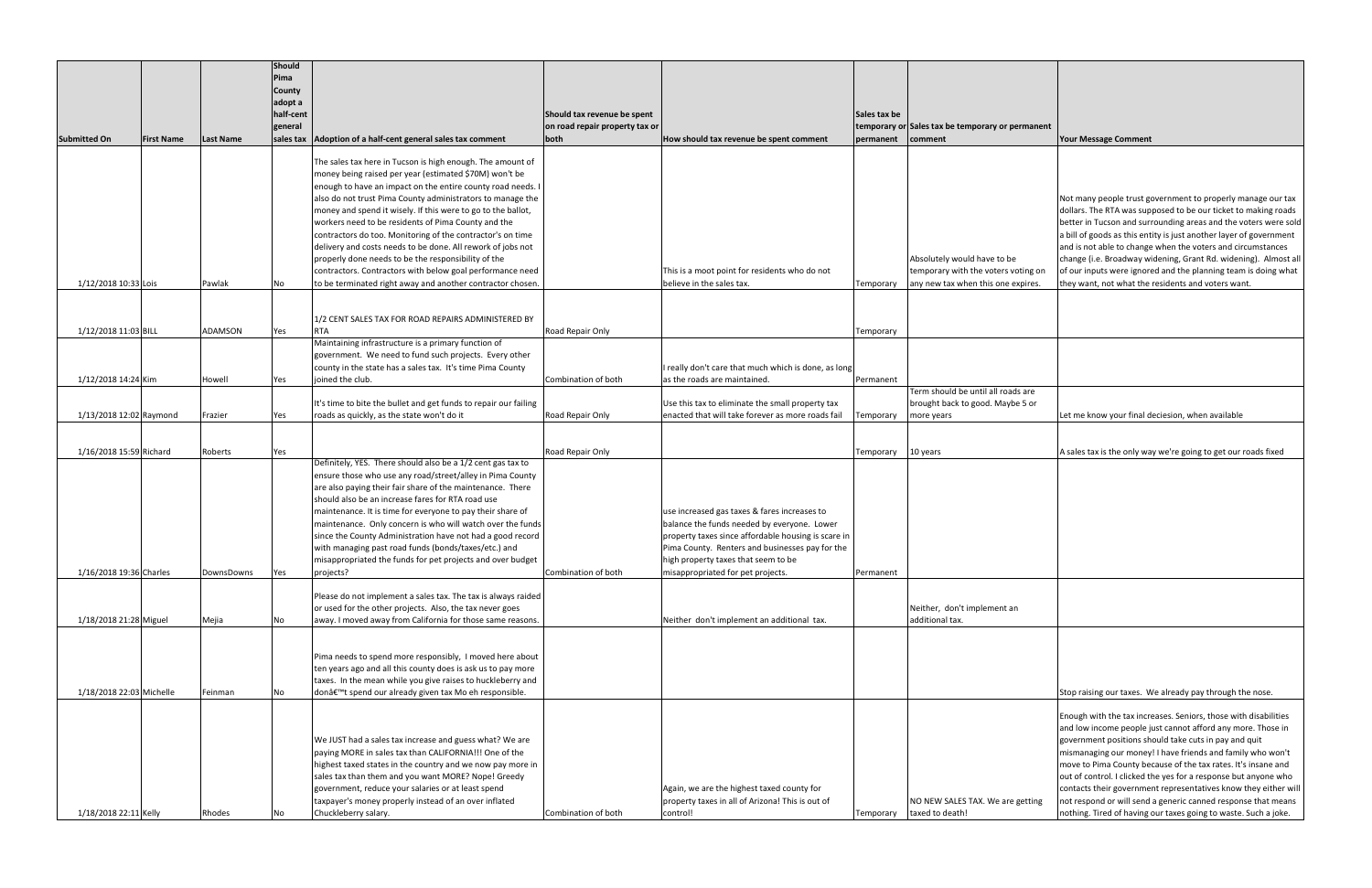| Submitted On | First Name | Last Name | Should Pima County adopt a half-cent general sales tax | Adoption of a half-cent general sales tax comment | Should tax revenue be spent on road repair property tax or both | How should tax revenue be spent comment | Sales tax be temporary or permanent | Sales tax be temporary or permanent comment | Your Message Comment |
|---|---|---|---|---|---|---|---|---|---|
| 1/12/2018 10:33 | Lois | Pawlak | No | The sales tax here in Tucson is high enough. The amount of money being raised per year (estimated $70M) won't be enough to have an impact on the entire county road needs. I also do not trust Pima County administrators to manage the money and spend it wisely. If this were to go to the ballot, workers need to be residents of Pima County and the contractors do too. Monitoring of the contractor's on time delivery and costs needs to be done. All rework of jobs not properly done needs to be the responsibility of the contractors. Contractors with below goal performance need to be terminated right away and another contractor chosen. | | This is a moot point for residents who do not believe in the sales tax. | Temporary | Absolutely would have to be temporary with the voters voting on any new tax when this one expires. | Not many people trust government to properly manage our tax dollars. The RTA was supposed to be our ticket to making roads better in Tucson and surrounding areas and the voters were sold a bill of goods as this entity is just another layer of government and is not able to change when the voters and circumstances change (i.e. Broadway widening, Grant Rd. widening). Almost all of our inputs were ignored and the planning team is doing what they want, not what the residents and voters want. |
| 1/12/2018 11:03 | BILL | ADAMSON | Yes | 1/2 CENT SALES TAX FOR ROAD REPAIRS ADMINISTERED BY RTA | Road Repair Only | | Temporary | | |
| 1/12/2018 14:24 | Kim | Howell | Yes | Maintaining infrastructure is a primary function of government. We need to fund such projects. Every other county in the state has a sales tax. It's time Pima County joined the club. | Combination of both | I really don't care that much which is done, as long as the roads are maintained. | Permanent | | |
| 1/13/2018 12:02 | Raymond | Frazier | Yes | It's time to bite the bullet and get funds to repair our failing roads as quickly, as the state won't do it | Road Repair Only | Use this tax to eliminate the small property tax enacted that will take forever as more roads fail | Temporary | Term should be until all roads are brought back to good. Maybe 5 or more years | Let me know your final deciesion, when available |
| 1/16/2018 15:59 | Richard | Roberts | Yes | | Road Repair Only | | Temporary | 10 years | A sales tax is the only way we're going to get our roads fixed |
| 1/16/2018 19:36 | Charles | DownsDowns | Yes | Definitely, YES. There should also be a 1/2 cent gas tax to ensure those who use any road/street/alley in Pima County are also paying their fair share of the maintenance. There should also be an increase fares for RTA road use maintenance. It is time for everyone to pay their share of maintenance. Only concern is who will watch over the funds since the County Administration have not had a good record with managing past road funds (bonds/taxes/etc.) and misappropriated the funds for pet projects and over budget projects? | Combination of both | use increased gas taxes & fares increases to balance the funds needed by everyone. Lower property taxes since affordable housing is scare in Pima County. Renters and businesses pay for the high property taxes that seem to be misappropriated for pet projects. | Permanent | | |
| 1/18/2018 21:28 | Miguel | Mejia | No | Please do not implement a sales tax. The tax is always raided or used for the other projects. Also, the tax never goes away. I moved away from California for those same reasons. | | Neither don't implement an additional tax. | | Neither, don't implement an additional tax. | |
| 1/18/2018 22:03 | Michelle | Feinman | No | Pima needs to spend more responsibly, I moved here about ten years ago and all this county does is ask us to pay more taxes. In the mean while you give raises to huckleberry and donâ€™t spend our already given tax Mo eh responsible. | | | | | Stop raising our taxes. We already pay through the nose. |
| 1/18/2018 22:11 | Kelly | Rhodes | No | We JUST had a sales tax increase and guess what? We are paying MORE in sales tax than CALIFORNIA!!! One of the highest taxed states in the country and we now pay more in sales tax than them and you want MORE? Nope! Greedy government, reduce your salaries or at least spend taxpayer's money properly instead of an over inflated Chuckleberry salary. | Combination of both | Again, we are the highest taxed county for property taxes in all of Arizona! This is out of control! | Temporary | NO NEW SALES TAX. We are getting taxed to death! | Enough with the tax increases. Seniors, those with disabilities and low income people just cannot afford any more. Those in government positions should take cuts in pay and quit mismanaging our money! I have friends and family who won't move to Pima County because of the tax rates. It's insane and out of control. I clicked the yes for a response but anyone who contacts their government representatives know they either will not respond or will send a generic canned response that means nothing. Tired of having our taxes going to waste. Such a joke. |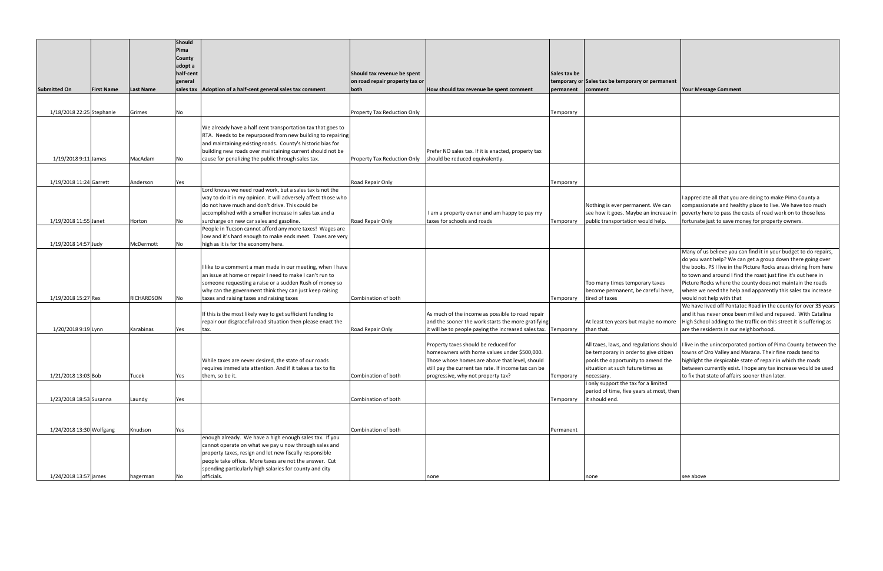| Submitted On | First Name | Last Name | Should Pima County adopt a half-cent general sales tax | Adoption of a half-cent general sales tax comment | Should tax revenue be spent on road repair property tax or both | How should tax revenue be spent comment | Sales tax be temporary or permanent | Sales tax be temporary or permanent comment | Your Message Comment |
|---|---|---|---|---|---|---|---|---|---|
| 1/18/2018 22:25 | Stephanie | Grimes | No | | Property Tax Reduction Only | | Temporary | | |
| 1/19/2018 9:11 | James | MacAdam | No | We already have a half cent transportation tax that goes to RTA. Needs to be repurposed from new building to repairing and maintaining existing roads. County's historic bias for building new roads over maintaining current should not be cause for penalizing the public through sales tax. | Property Tax Reduction Only | Prefer NO sales tax. If it is enacted, property tax should be reduced equivalently. | | | |
| 1/19/2018 11:24 | Garrett | Anderson | Yes | | Road Repair Only | | Temporary | | |
| 1/19/2018 11:55 | Janet | Horton | No | Lord knows we need road work, but a sales tax is not the way to do it in my opinion. It will adversely affect those who do not have much and don't drive. This could be accomplished with a smaller increase in sales tax and a surcharge on new car sales and gasoline. | Road Repair Only | I am a property owner and am happy to pay my taxes for schools and roads | Temporary | Nothing is ever permanent. We can see how it goes. Maybe an increase in public transportation would help. | I appreciate all that you are doing to make Pima County a compassionate and healthy place to live. We have too much poverty here to pass the costs of road work on to those less fortunate just to save money for property owners. |
| 1/19/2018 14:57 | Judy | McDermott | No | People in Tucson cannot afford any more taxes! Wages are low and it's hard enough to make ends meet. Taxes are very high as it is for the economy here. | | | | | |
| 1/19/2018 15:27 | Rex | RICHARDSON | No | I like to a comment a man made in our meeting, when I have an issue at home or repair I need to make I can't run to someone requesting a raise or a sudden Rush of money so why can the government think they can just keep raising taxes and raising taxes | Combination of both | | Temporary | Too many times temporary taxes become permanent, be careful here, tired of taxes | Many of us believe you can find it in your budget to do repairs, do you want help? We can get a group down there going over the books. PS I live in the Picture Rocks areas driving from here to town and around I find the roast just fine it's out here in Picture Rocks where the county does not maintain the roads where we need the help and apparently this sales tax increase would not help with that |
| 1/20/2018 9:19 | Lynn | Karabinas | Yes | If this is the most likely way to get sufficient funding to repair our disgraceful road situation then please enact the tax. | Road Repair Only | As much of the income as possible to road repair and the sooner the work starts the more gratifying it will be to people paying the increased sales tax. | Temporary | At least ten years but maybe no more than that. | We have lived off Pontatoc Road in the county for over 35 years and it has never once been milled and repaved. With Catalina High School adding to the traffic on this street it is suffering as are the residents in our neighborhood. |
| 1/21/2018 13:03 | Bob | Tucek | Yes | While taxes are never desired, the state of our roads requires immediate attention. And if it takes a tax to fix them, so be it. | Combination of both | Property taxes should be reduced for homeowners with home values under $500,000. Those whose homes are above that level, should still pay the current tax rate. If income tax can be progressive, why not property tax? | Temporary | All taxes, laws, and regulations should be temporary in order to give citizen pools the opportunity to amend the situation at such future times as necessary. | I live in the unincorporated portion of Pima County between the towns of Oro Valley and Marana. Their fine roads tend to highlight the despicable state of repair in which the roads between currently exist. I hope any tax increase would be used to fix that state of affairs sooner than later. |
| 1/23/2018 18:53 | Susanna | Laundy | Yes | | Combination of both | | Temporary | I only support the tax for a limited period of time, five years at most, then it should end. | |
| 1/24/2018 13:30 | Wolfgang | Knudson | Yes | | Combination of both | | Permanent | | |
| 1/24/2018 13:57 | james | hagerman | No | enough already. We have a high enough sales tax. If you cannot operate on what we pay u now through sales and property taxes, resign and let new fiscally responsible people take office. More taxes are not the answer. Cut spending particularly high salaries for county and city officials. | | none | | none | see above |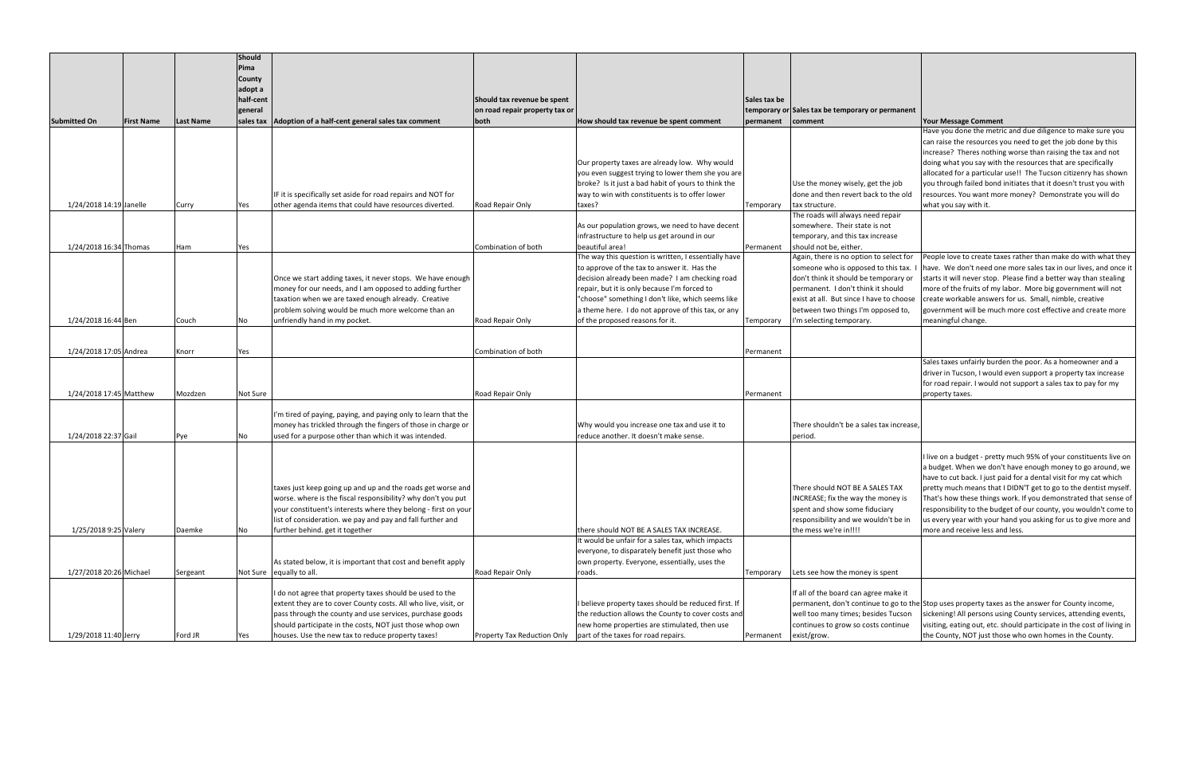| Submitted On | First Name | Last Name | Should Pima County adopt a half-cent general sales tax | Adoption of a half-cent general sales tax comment | Should tax revenue be spent on road repair property tax or both | How should tax revenue be spent comment | Sales tax be temporary or permanent | Sales tax be temporary or permanent comment | Your Message Comment |
|---|---|---|---|---|---|---|---|---|---|
| 1/24/2018 14:19 | Janelle | Curry | Yes | IF it is specifically set aside for road repairs and NOT for other agenda items that could have resources diverted. | Road Repair Only | Our property taxes are already low. Why would you even suggest trying to lower them she you are broke? Is it just a bad habit of yours to think the way to win with constituents is to offer lower taxes? | Temporary | Use the money wisely, get the job done and then revert back to the old tax structure. | Have you done the metric and due diligence to make sure you can raise the resources you need to get the job done by this increase? Theres nothing worse than raising the tax and not doing what you say with the resources that are specifically allocated for a particular use!! The Tucson citizenry has shown you through failed bond initiates that it doesn't trust you with resources. You want more money? Demonstrate you will do what you say with it. |
| 1/24/2018 16:34 | Thomas | Ham | Yes | | Combination of both | As our population grows, we need to have decent infrastructure to help us get around in our beautiful area! | Permanent | The roads will always need repair somewhere. Their state is not temporary, and this tax increase should not be, either. | |
| 1/24/2018 16:44 | Ben | Couch | No | Once we start adding taxes, it never stops. We have enough money for our needs, and I am opposed to adding further taxation when we are taxed enough already. Creative problem solving would be much more welcome than an unfriendly hand in my pocket. | Road Repair Only | The way this question is written, I essentially have to approve of the tax to answer it. Has the decision already been made? I am checking road repair, but it is only because I'm forced to "choose" something I don't like, which seems like a theme here. I do not approve of this tax, or any of the proposed reasons for it. | Temporary | Again, there is no option to select for someone who is opposed to this tax. I don't think it should be temporary or permanent. I don't think it should exist at all. But since I have to choose between two things I'm opposed to, I'm selecting temporary. | People love to create taxes rather than make do with what they have. We don't need one more sales tax in our lives, and once it starts it will never stop. Please find a better way than stealing more of the fruits of my labor. More big government will not create workable answers for us. Small, nimble, creative government will be much more cost effective and create more meaningful change. |
| 1/24/2018 17:05 | Andrea | Knorr | Yes | | Combination of both | | Permanent | | |
| 1/24/2018 17:45 | Matthew | Mozdzen | Not Sure | | Road Repair Only | | Permanent | | Sales taxes unfairly burden the poor. As a homeowner and a driver in Tucson, I would even support a property tax increase for road repair. I would not support a sales tax to pay for my property taxes. |
| 1/24/2018 22:37 | Gail | Pye | No | I'm tired of paying, paying, and paying only to learn that the money has trickled through the fingers of those in charge or used for a purpose other than which it was intended. | | Why would you increase one tax and use it to reduce another. It doesn't make sense. | | There shouldn't be a sales tax increase, period. | |
| 1/25/2018 9:25 | Valery | Daemke | No | taxes just keep going up and up and the roads get worse and worse. where is the fiscal responsibility? why don't you put your constituent's interests where they belong - first on your list of consideration. we pay and pay and fall further and further behind. get it together | | there should NOT BE A SALES TAX INCREASE. | | There should NOT BE A SALES TAX INCREASE; fix the way the money is spent and show some fiduciary responsibility and we wouldn't be in the mess we're in!!!! | I live on a budget - pretty much 95% of your constituents live on a budget. When we don't have enough money to go around, we have to cut back. I just paid for a dental visit for my cat which pretty much means that I DIDN'T get to go to the dentist myself. That's how these things work. If you demonstrated that sense of responsibility to the budget of our county, you wouldn't come to us every year with your hand you asking for us to give more and more and receive less and less. |
| 1/27/2018 20:26 | Michael | Sergeant | Not Sure | As stated below, it is important that cost and benefit apply equally to all. | Road Repair Only | It would be unfair for a sales tax, which impacts everyone, to disparately benefit just those who own property. Everyone, essentially, uses the roads. | Temporary | Lets see how the money is spent | |
| 1/29/2018 11:40 | Jerry | Ford JR | Yes | I do not agree that property taxes should be used to the extent they are to cover County costs. All who live, visit, or pass through the county and use services, purchase goods should participate in the costs, NOT just those whop own houses. Use the new tax to reduce property taxes! | Property Tax Reduction Only | I believe property taxes should be reduced first. If the reduction allows the County to cover costs and new home properties are stimulated, then use part of the taxes for road repairs. | Permanent | If all of the board can agree make it permanent, don't continue to go to the well too many times; besides Tucson continues to grow so costs continue exist/grow. | Stop uses property taxes as the answer for County income, sickening! All persons using County services, attending events, visiting, eating out, etc. should participate in the cost of living in the County, NOT just those who own homes in the County. |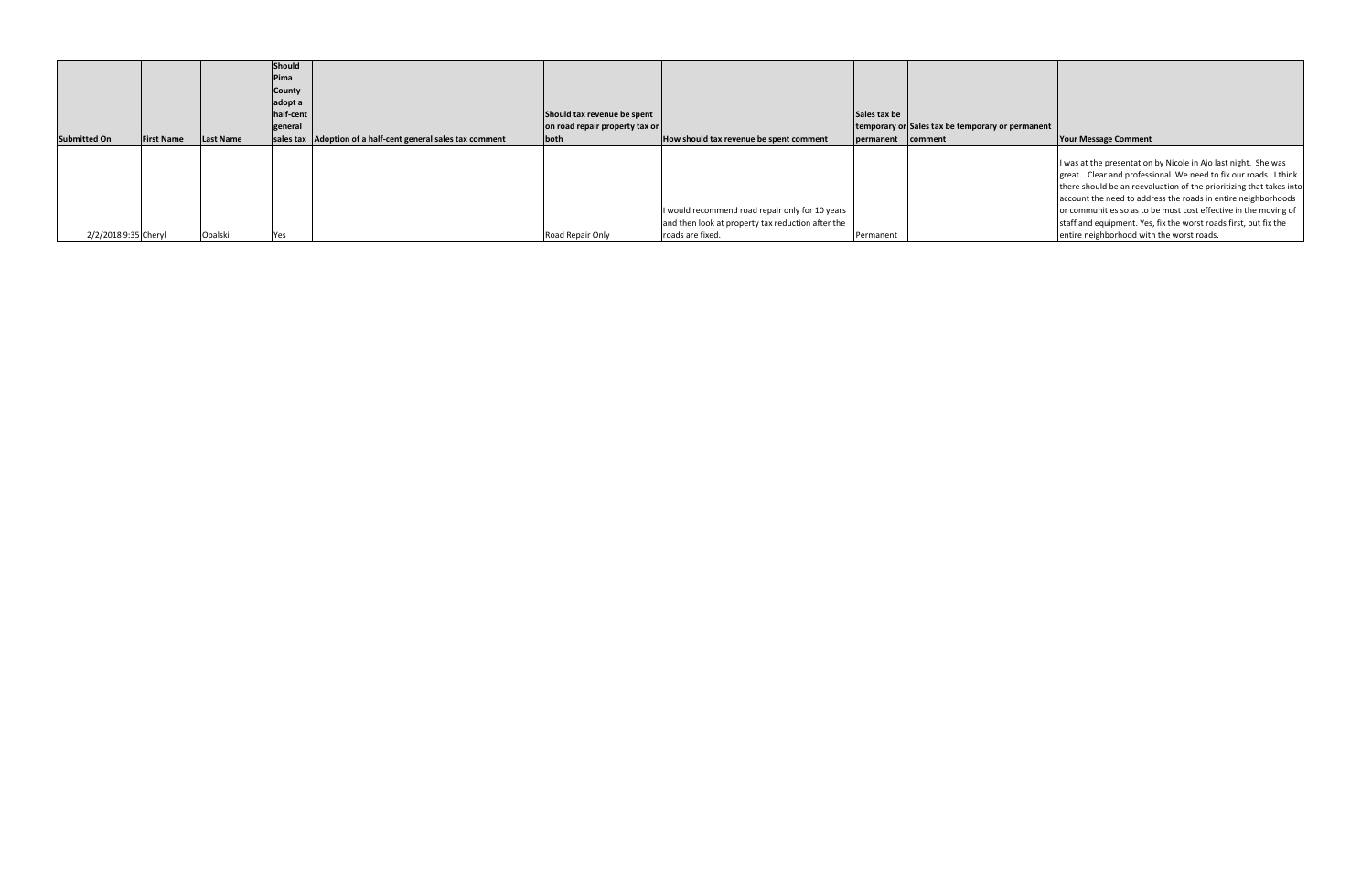| Submitted On | First Name | Last Name | Should Pima County adopt a half-cent general sales tax | Adoption of a half-cent general sales tax comment | Should tax revenue be spent on road repair property tax or both | How should tax revenue be spent comment | Sales tax be temporary or permanent | Sales tax be temporary or permanent comment | Your Message Comment |
|---|---|---|---|---|---|---|---|---|---|
| 2/2/2018 9:35 | Cheryl | Opalski | Yes | | Road Repair Only | I would recommend road repair only for 10 years and then look at property tax reduction after the roads are fixed. | Permanent | | I was at the presentation by Nicole in Ajo last night. She was great. Clear and professional. We need to fix our roads. I think there should be an reevaluation of the prioritizing that takes into account the need to address the roads in entire neighborhoods or communities so as to be most cost effective in the moving of staff and equipment. Yes, fix the worst roads first, but fix the entire neighborhood with the worst roads. |